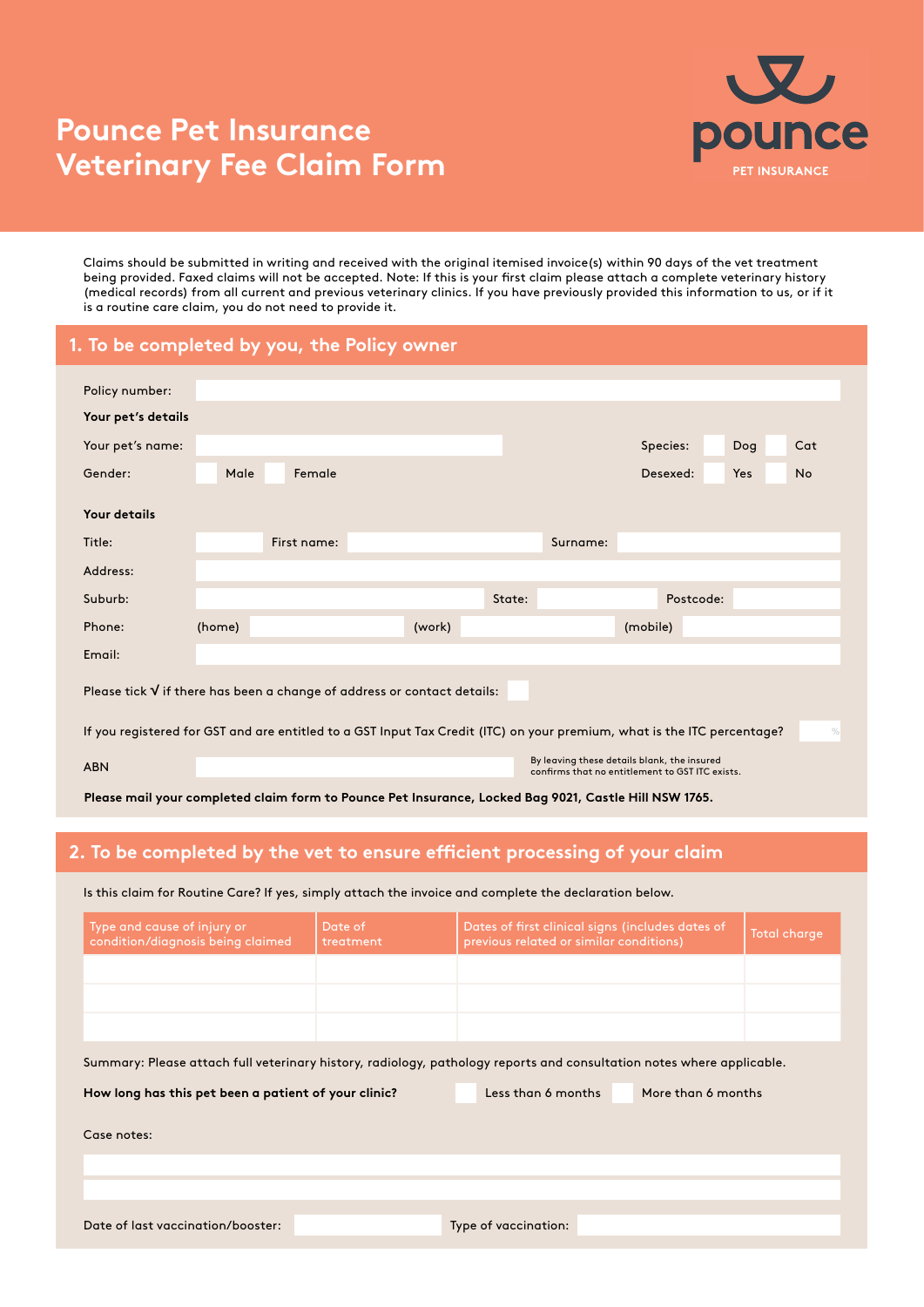# Pounce Pet Insurance Veterinary Fee Claim Form

pounce

PET INSURANCE

Claims should be submitted in writing and received with the original itemised invoice(s) within 90 days of the vet treatment being provided. Faxed claims will not be accepted. Note: If this is your first claim please attach a complete veterinary history (medical records) from all current and previous veterinary clinics. If you have previously provided this information to us, or if it is a routine care claim, you do not need to provide it.

## 1. To be completed by you, the Policy owner

Policy number:

**Your pet's details**

Your pet's name: Species: Dog Cat

Gender: Male Female Desexed: Yes No

**Your details**

Title: First name: Surname:

Address:

Suburb: State: Postcode:

Phone: (home) (work) (mobile)

Email:

Please tick √ if there has been a change of address or contact details:

If you registered for GST and are entitled to a GST Input Tax Credit (ITC) on your premium, what is the ITC percentage? %

ABN

By leaving these details blank, the insured confirms that no entitlement to GST ITC exists.

**Please mail your completed claim form to Pounce Pet Insurance, Locked Bag 9021, Castle Hill NSW 1765.**

## 2. To be completed by the vet to ensure efficient processing of your claim

Is this claim for Routine Care? If yes, simply attach the invoice and complete the declaration below.

| Type and cause of injury or condition/diagnosis being claimed | Date of treatment | Dates of first clinical signs (includes dates of previous related or similar conditions) | Total charge |
|---|---|---|---|
| | | | |
| | | | |
| | | | |

Summary: Please attach full veterinary history, radiology, pathology reports and consultation notes where applicable.

**How long has this pet been a patient of your clinic?** Less than 6 months More than 6 months

Case notes:

Date of last vaccination/booster: Type of vaccination: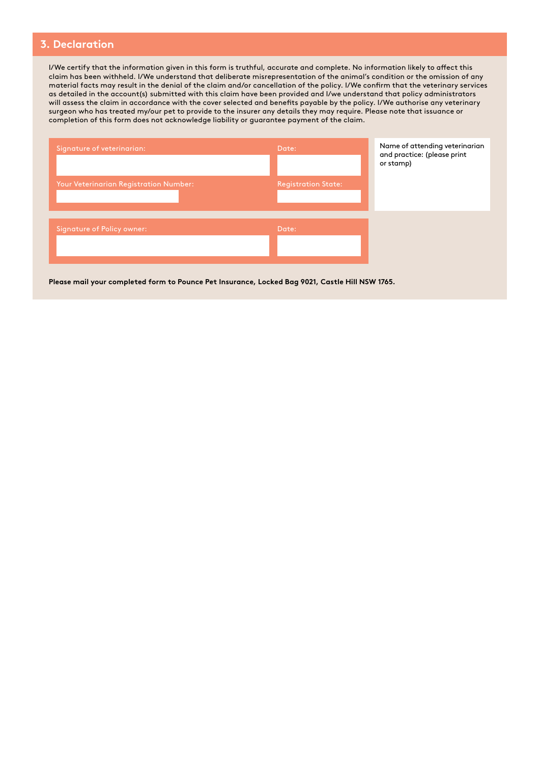## 3. Declaration

I/We certify that the information given in this form is truthful, accurate and complete. No information likely to affect this claim has been withheld. I/We understand that deliberate misrepresentation of the animal's condition or the omission of any material facts may result in the denial of the claim and/or cancellation of the policy. I/We confirm that the veterinary services as detailed in the account(s) submitted with this claim have been provided and I/we understand that policy administrators will assess the claim in accordance with the cover selected and benefits payable by the policy. I/We authorise any veterinary surgeon who has treated my/our pet to provide to the insurer any details they may require. Please note that issuance or completion of this form does not acknowledge liability or guarantee payment of the claim.

Signature of veterinarian:

Date:

Your Veterinarian Registration Number:

Registration State:

Name of attending veterinarian and practice: (please print or stamp)

Signature of Policy owner:

Date:

**Please mail your completed form to Pounce Pet Insurance, Locked Bag 9021, Castle Hill NSW 1765.**